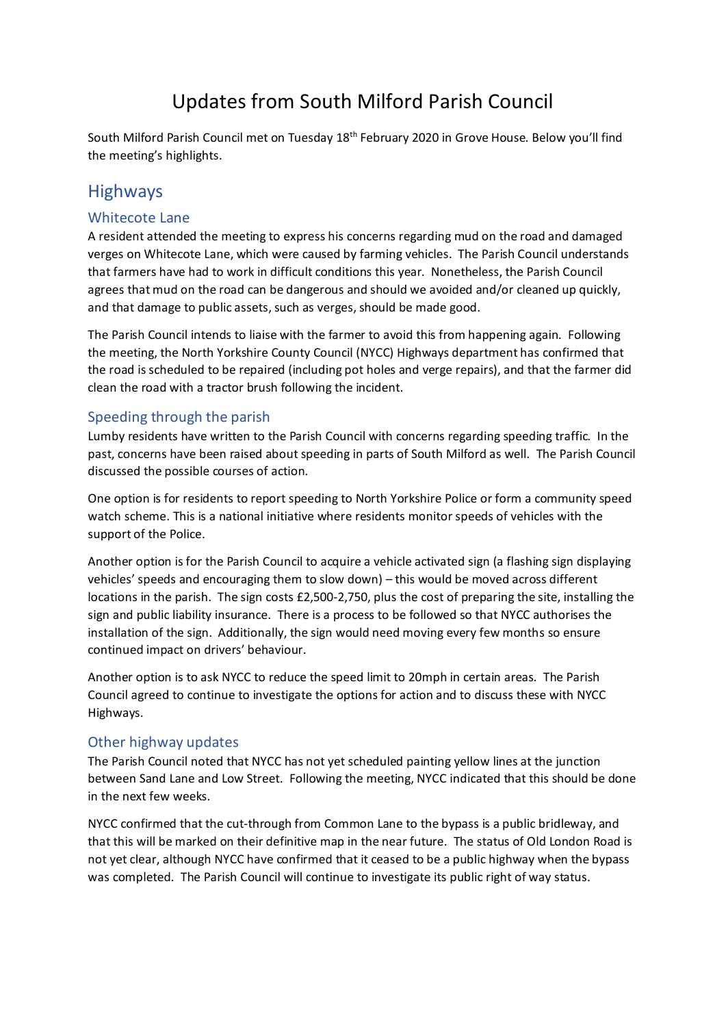# Updates from South Milford Parish Council

South Milford Parish Council met on Tuesday 18th February 2020 in Grove House. Below you'll find the meeting's highlights.

## Highways

### Whitecote Lane

A resident attended the meeting to express his concerns regarding mud on the road and damaged verges on Whitecote Lane, which were caused by farming vehicles. The Parish Council understands that farmers have had to work in difficult conditions this year. Nonetheless, the Parish Council agrees that mud on the road can be dangerous and should we avoided and/or cleaned up quickly, and that damage to public assets, such as verges, should be made good.

The Parish Council intends to liaise with the farmer to avoid this from happening again. Following the meeting, the North Yorkshire County Council (NYCC) Highways department has confirmed that the road is scheduled to be repaired (including pot holes and verge repairs), and that the farmer did clean the road with a tractor brush following the incident.

### Speeding through the parish

Lumby residents have written to the Parish Council with concerns regarding speeding traffic. In the past, concerns have been raised about speeding in parts of South Milford as well. The Parish Council discussed the possible courses of action.

One option is for residents to report speeding to North Yorkshire Police or form a community speed watch scheme. This is a national initiative where residents monitor speeds of vehicles with the support of the Police.

Another option is for the Parish Council to acquire a vehicle activated sign (a flashing sign displaying vehicles' speeds and encouraging them to slow down) – this would be moved across different locations in the parish. The sign costs £2,500-2,750, plus the cost of preparing the site, installing the sign and public liability insurance. There is a process to be followed so that NYCC authorises the installation of the sign. Additionally, the sign would need moving every few months so ensure continued impact on drivers' behaviour.

Another option is to ask NYCC to reduce the speed limit to 20mph in certain areas. The Parish Council agreed to continue to investigate the options for action and to discuss these with NYCC Highways.

### Other highway updates

The Parish Council noted that NYCC has not yet scheduled painting yellow lines at the junction between Sand Lane and Low Street. Following the meeting, NYCC indicated that this should be done in the next few weeks.

NYCC confirmed that the cut-through from Common Lane to the bypass is a public bridleway, and that this will be marked on their definitive map in the near future. The status of Old London Road is not yet clear, although NYCC have confirmed that it ceased to be a public highway when the bypass was completed. The Parish Council will continue to investigate its public right of way status.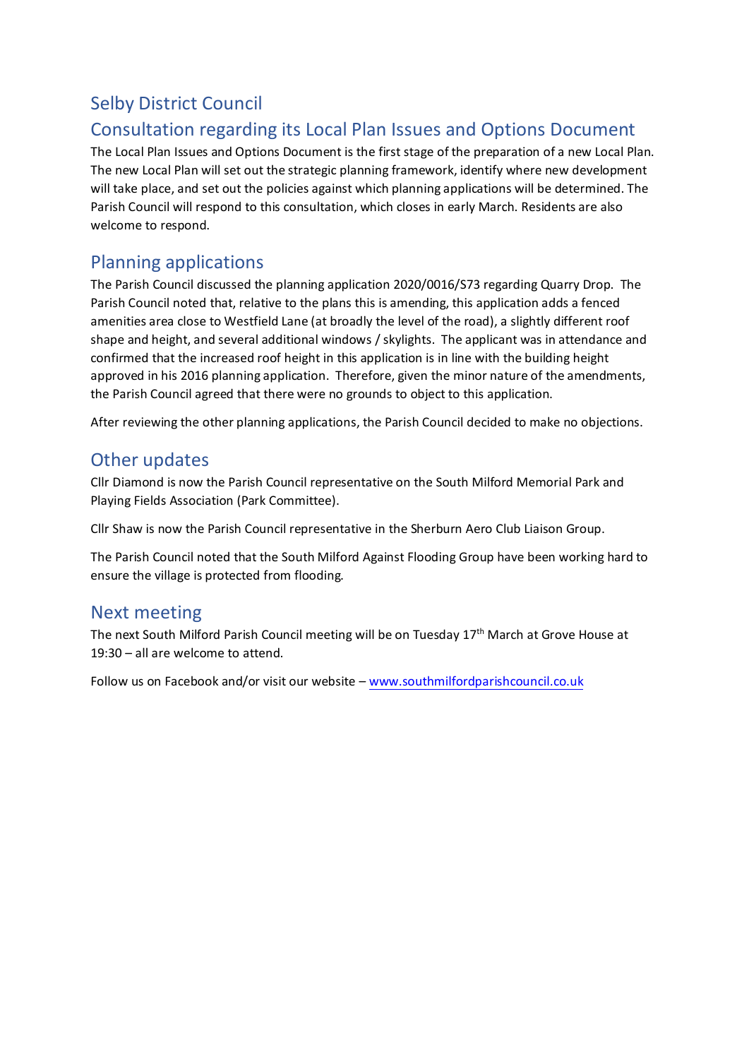## Selby District Council

## Consultation regarding its Local Plan Issues and Options Document

The Local Plan Issues and Options Document is the first stage of the preparation of a new Local Plan. The new Local Plan will set out the strategic planning framework, identify where new development will take place, and set out the policies against which planning applications will be determined. The Parish Council will respond to this consultation, which closes in early March. Residents are also welcome to respond.

## Planning applications

The Parish Council discussed the planning application 2020/0016/S73 regarding Quarry Drop. The Parish Council noted that, relative to the plans this is amending, this application adds a fenced amenities area close to Westfield Lane (at broadly the level of the road), a slightly different roof shape and height, and several additional windows / skylights. The applicant was in attendance and confirmed that the increased roof height in this application is in line with the building height approved in his 2016 planning application. Therefore, given the minor nature of the amendments, the Parish Council agreed that there were no grounds to object to this application.

After reviewing the other planning applications, the Parish Council decided to make no objections.

## Other updates

Cllr Diamond is now the Parish Council representative on the South Milford Memorial Park and Playing Fields Association (Park Committee).

Cllr Shaw is now the Parish Council representative in the Sherburn Aero Club Liaison Group.

The Parish Council noted that the South Milford Against Flooding Group have been working hard to ensure the village is protected from flooding.

## Next meeting

The next South Milford Parish Council meeting will be on Tuesday 17th March at Grove House at 19:30 – all are welcome to attend.

Follow us on Facebook and/or visit our website – www.southmilfordparishcouncil.co.uk